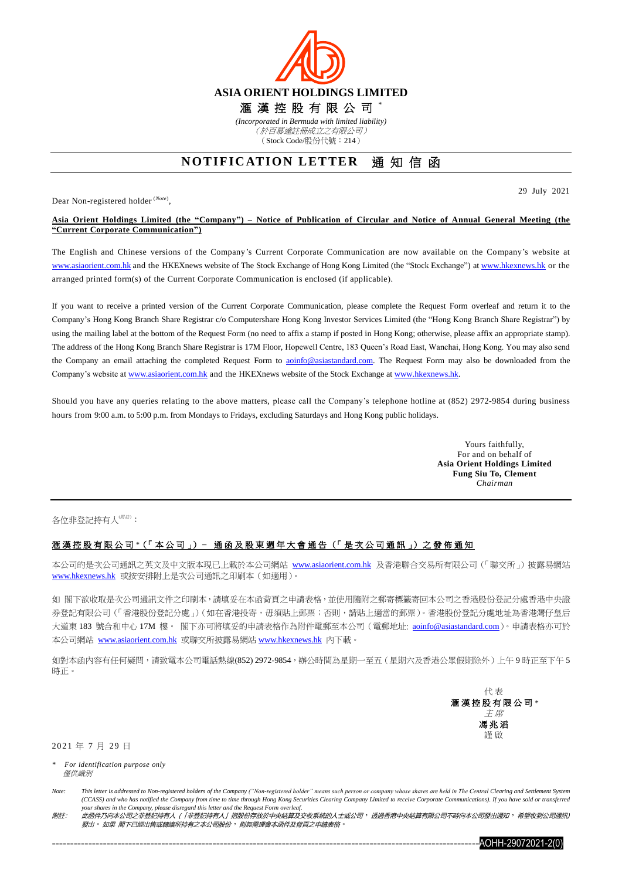# ASIA ORIENT HOLDINGS LIMITED

## 滙漢控股有限公司 *

*(Incorporated in Bermuda with limited liability)*
*（於百慕達註冊成立之有限公司）*
（Stock Code/股份代號：214）

## NOTIFICATION LETTER 通知信函

29 July 2021

Dear Non-registered holder [(Note)],

**Asia Orient Holdings Limited (the "Company") – Notice of Publication of Circular and Notice of Annual General Meeting (the "Current Corporate Communication")**

The English and Chinese versions of the Company's Current Corporate Communication are now available on the Company's website at www.asiaorient.com.hk and the HKEXnews website of The Stock Exchange of Hong Kong Limited (the "Stock Exchange") at www.hkexnews.hk or the arranged printed form(s) of the Current Corporate Communication is enclosed (if applicable).

If you want to receive a printed version of the Current Corporate Communication, please complete the Request Form overleaf and return it to the Company's Hong Kong Branch Share Registrar c/o Computershare Hong Kong Investor Services Limited (the "Hong Kong Branch Share Registrar") by using the mailing label at the bottom of the Request Form (no need to affix a stamp if posted in Hong Kong; otherwise, please affix an appropriate stamp). The address of the Hong Kong Branch Share Registrar is 17M Floor, Hopewell Centre, 183 Queen's Road East, Wanchai, Hong Kong. You may also send the Company an email attaching the completed Request Form to aoinfo@asiastandard.com. The Request Form may also be downloaded from the Company's website at www.asiaorient.com.hk and the HKEXnews website of the Stock Exchange at www.hkexnews.hk.

Should you have any queries relating to the above matters, please call the Company's telephone hotline at (852) 2972-9854 during business hours from 9:00 a.m. to 5:00 p.m. from Mondays to Fridays, excluding Saturdays and Hong Kong public holidays.

Yours faithfully,
For and on behalf of
**Asia Orient Holdings Limited**
**Fung Siu To, Clement**
*Chairman*

---

各位非登記持有人[(附註)]：

**滙漢控股有限公司*（「本公司」）– 通函及股東週年大會通告（「是次公司通訊」）之發佈通知**

本公司的是次公司通訊之英文及中文版本現已上載於本公司網站 www.asiaorient.com.hk 及香港聯合交易所有限公司（「聯交所」）披露易網站 www.hkexnews.hk 或按安排附上是次公司通訊之印刷本（如適用）。

如 閣下欲收取是次公司通訊文件之印刷本，請填妥在本函背頁之申請表格，並使用隨附之郵寄標籤寄回本公司之香港股份登記分處香港中央證券登記有限公司（「香港股份登記分處」）（如在香港投寄，毋須貼上郵票；否則，請貼上適當的郵票）。香港股份登記分處地址為香港灣仔皇后大道東 183 號合和中心 17M 樓。 閣下亦可將填妥的申請表格作為附件電郵至本公司（電郵地址: aoinfo@asiastandard.com）。申請表格亦可於本公司網站 www.asiaorient.com.hk 或聯交所披露易網站 www.hkexnews.hk 內下載。

如對本函內容有任何疑問，請致電本公司電話熱線(852) 2972-9854，辦公時間為星期一至五（星期六及香港公眾假期除外）上午 9 時正至下午 5 時正。

代表
**滙漢控股有限公司** *
*主席*
**馮兆滔**
謹啟

2021 年 7 月 29 日

\* *For identification purpose only*
*僅供識別*

Note: *This letter is addressed to Non-registered holders of the Company ("Non-registered holder" means such person or company whose shares are held in The Central Clearing and Settlement System (CCASS) and who has notified the Company from time to time through Hong Kong Securities Clearing Company Limited to receive Corporate Communications). If you have sold or transferred your shares in the Company, please disregard this letter and the Request Form overleaf.*

附註： *此函件乃向本公司之非登記持有人（「非登記持有人」指股份存放於中央結算及交收系統的人士或公司，透過香港中央結算有限公司不時向本公司發出通知，希望收到公司通訊）發出。如果 閣下已經出售或轉讓所持有之本公司股份，則無需理會本函件及背頁之申請表格。*

AOHH-29072021-2(0)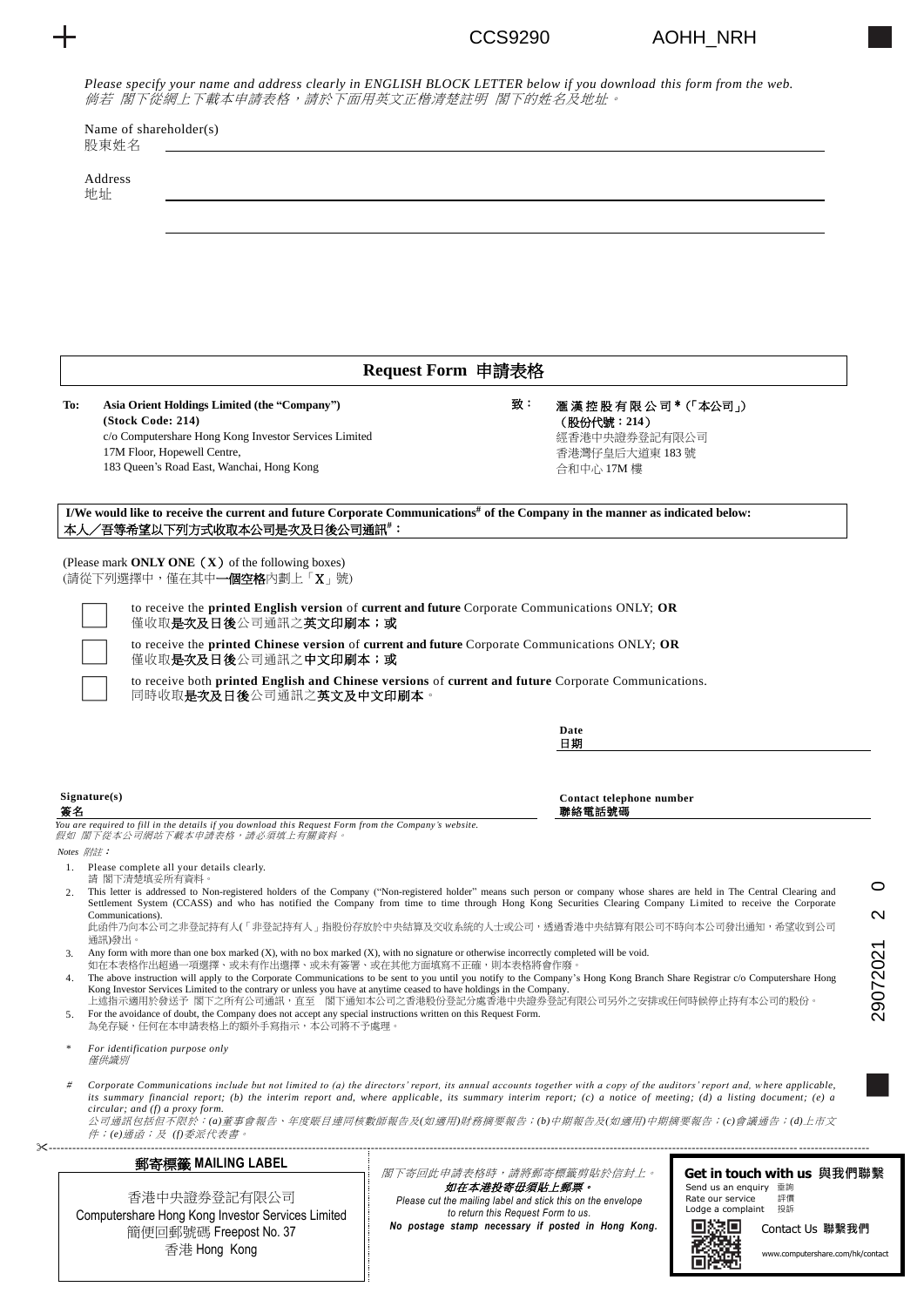CCS9290 AOHH_NRH

*Please specify your name and address clearly in ENGLISH BLOCK LETTER below if you download this form from the web.*
*倘若 閣下從網上下載本申請表格，請於下面用英文正楷清楚註明 閣下的姓名及地址。*

Name of shareholder(s)
股東姓名 ____________________________________________

Address
地址 ____________________________________________

____________________________________________

# Request Form 申請表格

**To: Asia Orient Holdings Limited (the "Company")**
**(Stock Code: 214)**
c/o Computershare Hong Kong Investor Services Limited
17M Floor, Hopewell Centre,
183 Queen's Road East, Wanchai, Hong Kong

**致： 滙漢控股有限公司\*（「本公司」）**
**（股份代號：214）**
經香港中央證券登記有限公司
香港灣仔皇后大道東 183 號
合和中心 17M 樓

**I/We would like to receive the current and future Corporate Communications# of the Company in the manner as indicated below:**
**本人／吾等希望以下列方式收取本公司是次及日後公司通訊#：**

(Please mark **ONLY ONE**（**X**）of the following boxes)
(請從下列選擇中，僅在其中**一個空格**內劃上「**X**」號)

☐ to receive the **printed English version** of **current and future** Corporate Communications ONLY; **OR**
僅收取**是次及日後**公司通訊之**英文印刷本；或**

☐ to receive the **printed Chinese version** of **current and future** Corporate Communications ONLY; **OR**
僅收取**是次及日後**公司通訊之**中文印刷本；或**

☐ to receive both **printed English and Chinese versions** of **current and future** Corporate Communications.
同時收取**是次及日後**公司通訊之**英文及中文印刷本**。

**Date**
**日期** ____________________

**Signature(s)**
**簽名** ____________________

**Contact telephone number**
**聯絡電話號碼** ____________________

*You are required to fill in the details if you download this Request Form from the Company's website.*
*假如 閣下從本公司網站下載本申請表格，請必須填上有關資料。*

*Notes 附註：*

1. Please complete all your details clearly.
請 閣下清楚填妥所有資料。
2. This letter is addressed to Non-registered holders of the Company ("Non-registered holder" means such person or company whose shares are held in The Central Clearing and Settlement System (CCASS) and who has notified the Company from time to time through Hong Kong Securities Clearing Company Limited to receive the Corporate Communications).
此函件乃向本公司之非登記持有人(「非登記持有人」指股份存放於中央結算及交收系統的人士或公司，透過香港中央結算有限公司不時向本公司發出通知，希望收到公司通訊)發出。
3. Any form with more than one box marked (X), with no box marked (X), with no signature or otherwise incorrectly completed will be void.
如在本表格作出超過一項選擇、或未有作出選擇、或未有簽署、或在其他方面填寫不正確，則本表格將會作廢。
4. The above instruction will apply to the Corporate Communications to be sent to you until you notify to the Company's Hong Kong Branch Share Registrar c/o Computershare Hong Kong Investor Services Limited to the contrary or unless you have at anytime ceased to have holdings in the Company.
上述指示適用於發送予 閣下之所有公司通訊，直至 閣下通知本公司之香港股份登記分處香港中央證券登記有限公司另外之安排或任何時候停止持有本公司的股份。
5. For the avoidance of doubt, the Company does not accept any special instructions written on this Request Form.
為免存疑，任何在本申請表格上的額外手寫指示，本公司將不予處理。

\* *For identification purpose only*
*僅供識別*

# *Corporate Communications include but not limited to (a) the directors' report, its annual accounts together with a copy of the auditors' report and, where applicable, its summary financial report; (b) the interim report and, where applicable, its summary interim report; (c) a notice of meeting; (d) a listing document; (e) a circular; and (f) a proxy form.*
*公司通訊包括但不限於：(a)董事會報告、年度賬目連同核數師報告及(如適用)財務摘要報告；(b)中期報告及(如適用)中期摘要報告；(c)會議通告；(d)上市文件；(e)通函；及 (f)委派代表書。*

29072021 2 0

---

**郵寄標籤 MAILING LABEL**

香港中央證券登記有限公司
Computershare Hong Kong Investor Services Limited
簡便回郵號碼 Freepost No. 37
香港 Hong Kong

*閣下寄回此申請表格時，請將郵寄標籤剪貼於信封上。*
***如在本港投寄毋須貼上郵票。***
*Please cut the mailing label and stick this on the envelope to return this Request Form to us.*
***No postage stamp necessary if posted in Hong Kong.***

**Get in touch with us 與我們聯繫**
Send us an enquiry 查詢
Rate our service 評價
Lodge a complaint 投訴
Contact Us 聯繫我們
www.computershare.com/hk/contact